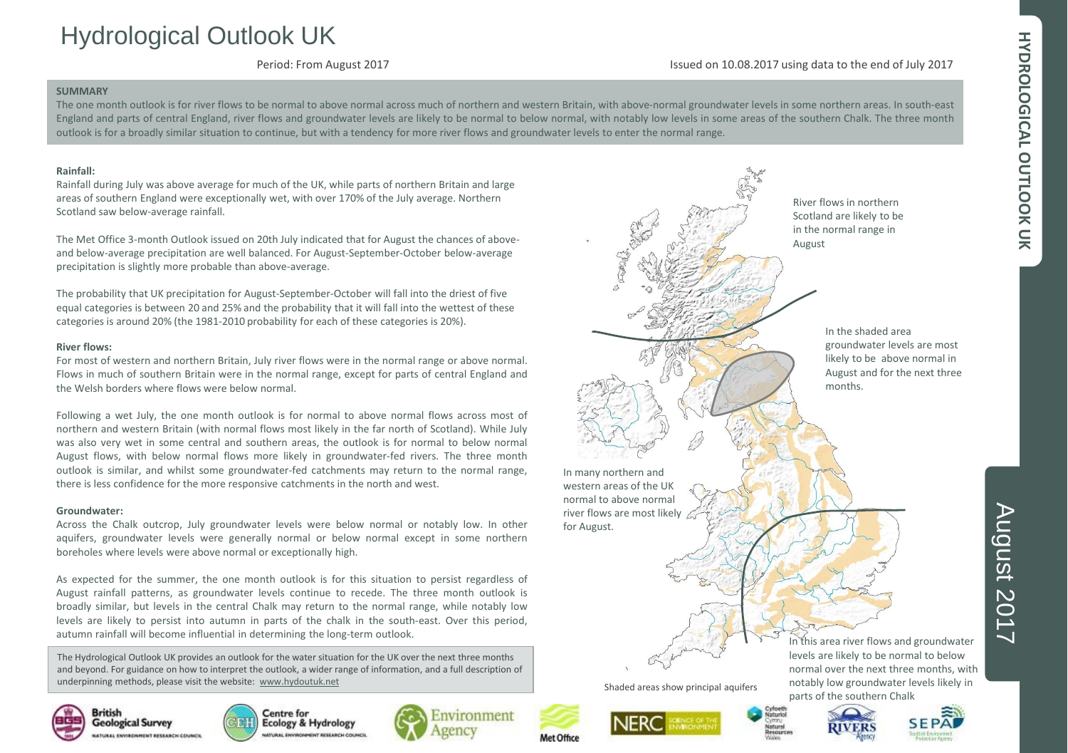# Hydrological Outlook UK

Period: From August 2017

Issued on 10.08.2017 using data to the end of July 2017

**SUMMARY**

The one month outlook is for river flows to be normal to above normal across much of northern and western Britain, with above-normal groundwater levels in some northern areas. In south-east England and parts of central England, river flows and groundwater levels are likely to be normal to below normal, with notably low levels in some areas of the southern Chalk. The three month outlook is for a broadly similar situation to continue, but with a tendency for more river flows and groundwater levels to enter the normal range.

**Rainfall:**

Rainfall during July was above average for much of the UK, while parts of northern Britain and large areas of southern England were exceptionally wet, with over 170% of the July average. Northern Scotland saw below-average rainfall.

The Met Office 3-month Outlook issued on 20th July indicated that for August the chances of above- and below-average precipitation are well balanced. For August-September-October below-average precipitation is slightly more probable than above-average.

The probability that UK precipitation for August-September-October will fall into the driest of five equal categories is between 20 and 25% and the probability that it will fall into the wettest of these categories is around 20% (the 1981-2010 probability for each of these categories is 20%).

**River flows:**

For most of western and northern Britain, July river flows were in the normal range or above normal. Flows in much of southern Britain were in the normal range, except for parts of central England and the Welsh borders where flows were below normal.

Following a wet July, the one month outlook is for normal to above normal flows across most of northern and western Britain (with normal flows most likely in the far north of Scotland). While July was also very wet in some central and southern areas, the outlook is for normal to below normal August flows, with below normal flows more likely in groundwater-fed rivers. The three month outlook is similar, and whilst some groundwater-fed catchments may return to the normal range, there is less confidence for the more responsive catchments in the north and west.

**Groundwater:**

Across the Chalk outcrop, July groundwater levels were below normal or notably low. In other aquifers, groundwater levels were generally normal or below normal except in some northern boreholes where levels were above normal or exceptionally high.

As expected for the summer, the one month outlook is for this situation to persist regardless of August rainfall patterns, as groundwater levels continue to recede. The three month outlook is broadly similar, but levels in the central Chalk may return to the normal range, while notably low levels are likely to persist into autumn in parts of the chalk in the south-east. Over this period, autumn rainfall will become influential in determining the long-term outlook.

The Hydrological Outlook UK provides an outlook for the water situation for the UK over the next three months and beyond. For guidance on how to interpret the outlook, a wider range of information, and a full description of underpinning methods, please visit the website: www.hydoutuk.net

River flows in northern Scotland are likely to be in the normal range in August

In the shaded area groundwater levels are most likely to be above normal in August and for the next three months.

In many northern and western areas of the UK normal to above normal river flows are most likely for August.

In this area river flows and groundwater levels are likely to be normal to below normal over the next three months, with notably low groundwater levels likely in parts of the southern Chalk

Shaded areas show principal aquifers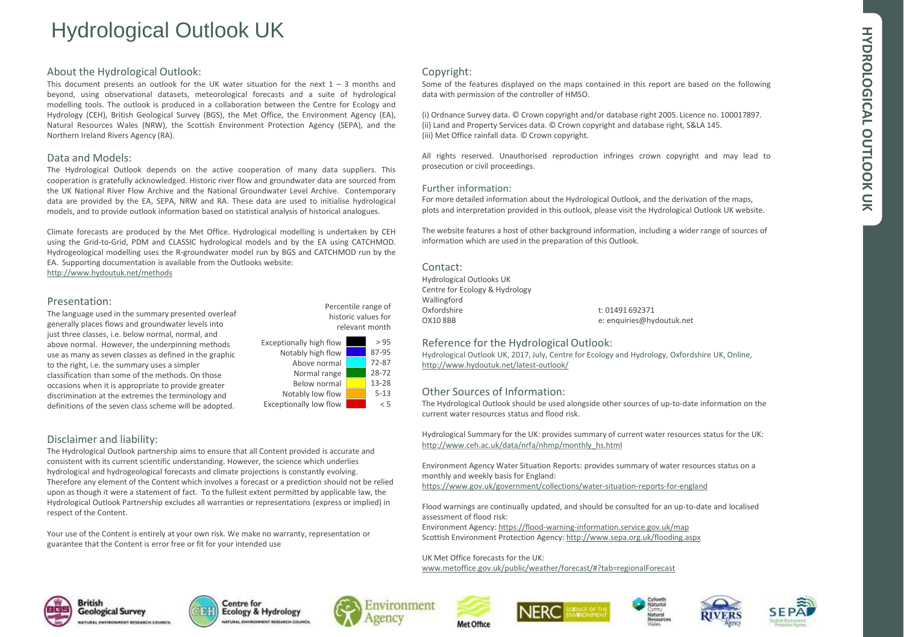# Hydrological Outlook UK

## About the Hydrological Outlook:

This document presents an outlook for the UK water situation for the next 1 – 3 months and beyond, using observational datasets, meteorological forecasts and a suite of hydrological modelling tools. The outlook is produced in a collaboration between the Centre for Ecology and Hydrology (CEH), British Geological Survey (BGS), the Met Office, the Environment Agency (EA), Natural Resources Wales (NRW), the Scottish Environment Protection Agency (SEPA), and the Northern Ireland Rivers Agency (RA).

## Data and Models:

The Hydrological Outlook depends on the active cooperation of many data suppliers. This cooperation is gratefully acknowledged. Historic river flow and groundwater data are sourced from the UK National River Flow Archive and the National Groundwater Level Archive. Contemporary data are provided by the EA, SEPA, NRW and RA. These data are used to initialise hydrological models, and to provide outlook information based on statistical analysis of historical analogues.

Climate forecasts are produced by the Met Office. Hydrological modelling is undertaken by CEH using the Grid-to-Grid, PDM and CLASSIC hydrological models and by the EA using CATCHMOD. Hydrogeological modelling uses the R-groundwater model run by BGS and CATCHMOD run by the EA. Supporting documentation is available from the Outlooks website:
http://www.hydoutuk.net/methods

## Presentation:

The language used in the summary presented overleaf generally places flows and groundwater levels into just three classes, i.e. below normal, normal, and above normal. However, the underpinning methods use as many as seven classes as defined in the graphic to the right, i.e. the summary uses a simpler classification than some of the methods. On those occasions when it is appropriate to provide greater discrimination at the extremes the terminology and definitions of the seven class scheme will be adopted.

| Class | Percentile range of historic values for relevant month |
|---|---|
| Exceptionally high flow | > 95 |
| Notably high flow | 87-95 |
| Above normal | 72-87 |
| Normal range | 28-72 |
| Below normal | 13-28 |
| Notably low flow | 5-13 |
| Exceptionally low flow | < 5 |

## Disclaimer and liability:

The Hydrological Outlook partnership aims to ensure that all Content provided is accurate and consistent with its current scientific understanding. However, the science which underlies hydrological and hydrogeological forecasts and climate projections is constantly evolving. Therefore any element of the Content which involves a forecast or a prediction should not be relied upon as though it were a statement of fact. To the fullest extent permitted by applicable law, the Hydrological Outlook Partnership excludes all warranties or representations (express or implied) in respect of the Content.

Your use of the Content is entirely at your own risk. We make no warranty, representation or guarantee that the Content is error free or fit for your intended use

## Copyright:

Some of the features displayed on the maps contained in this report are based on the following data with permission of the controller of HMSO.

(i) Ordnance Survey data. © Crown copyright and/or database right 2005. Licence no. 100017897.
(ii) Land and Property Services data. © Crown copyright and database right, S&LA 145.
(iii) Met Office rainfall data. © Crown copyright.

All rights reserved. Unauthorised reproduction infringes crown copyright and may lead to prosecution or civil proceedings.

## Further information:

For more detailed information about the Hydrological Outlook, and the derivation of the maps, plots and interpretation provided in this outlook, please visit the Hydrological Outlook UK website.

The website features a host of other background information, including a wider range of sources of information which are used in the preparation of this Outlook.

## Contact:

Hydrological Outlooks UK
Centre for Ecology & Hydrology
Wallingford
Oxfordshire
OX10 8BB

t: 01491 692371
e: enquiries@hydoutuk.net

## Reference for the Hydrological Outlook:

Hydrological Outlook UK, 2017, July, Centre for Ecology and Hydrology, Oxfordshire UK, Online, http://www.hydoutuk.net/latest-outlook/

## Other Sources of Information:

The Hydrological Outlook should be used alongside other sources of up-to-date information on the current water resources status and flood risk.

Hydrological Summary for the UK: provides summary of current water resources status for the UK:
http://www.ceh.ac.uk/data/nrfa/nhmp/monthly_hs.html

Environment Agency Water Situation Reports: provides summary of water resources status on a monthly and weekly basis for England:
https://www.gov.uk/government/collections/water-situation-reports-for-england

Flood warnings are continually updated, and should be consulted for an up-to-date and localised assessment of flood risk:
Environment Agency: https://flood-warning-information.service.gov.uk/map
Scottish Environment Protection Agency: http://www.sepa.org.uk/flooding.aspx

UK Met Office forecasts for the UK:
www.metoffice.gov.uk/public/weather/forecast/#?tab=regionalForecast